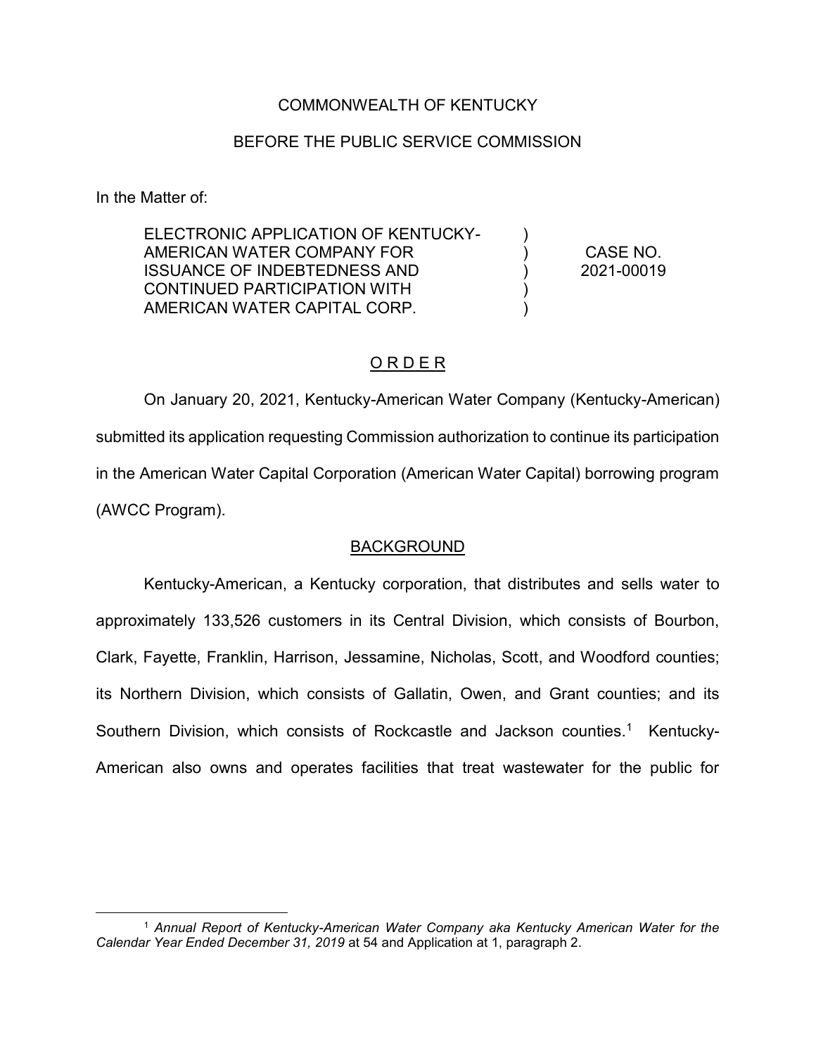COMMONWEALTH OF KENTUCKY

BEFORE THE PUBLIC SERVICE COMMISSION

In the Matter of:

| | | |
|---|---|---|
| ELECTRONIC APPLICATION OF KENTUCKY-AMERICAN WATER COMPANY FOR ISSUANCE OF INDEBTEDNESS AND CONTINUED PARTICIPATION WITH AMERICAN WATER CAPITAL CORP. | ) ) ) ) ) | CASE NO. 2021-00019 |

## O R D E R

On January 20, 2021, Kentucky-American Water Company (Kentucky-American) submitted its application requesting Commission authorization to continue its participation in the American Water Capital Corporation (American Water Capital) borrowing program (AWCC Program).

## BACKGROUND

Kentucky-American, a Kentucky corporation, that distributes and sells water to approximately 133,526 customers in its Central Division, which consists of Bourbon, Clark, Fayette, Franklin, Harrison, Jessamine, Nicholas, Scott, and Woodford counties; its Northern Division, which consists of Gallatin, Owen, and Grant counties; and its Southern Division, which consists of Rockcastle and Jackson counties.[1] Kentucky-American also owns and operates facilities that treat wastewater for the public for

---

[1] *Annual Report of Kentucky-American Water Company aka Kentucky American Water for the Calendar Year Ended December 31, 2019* at 54 and Application at 1, paragraph 2.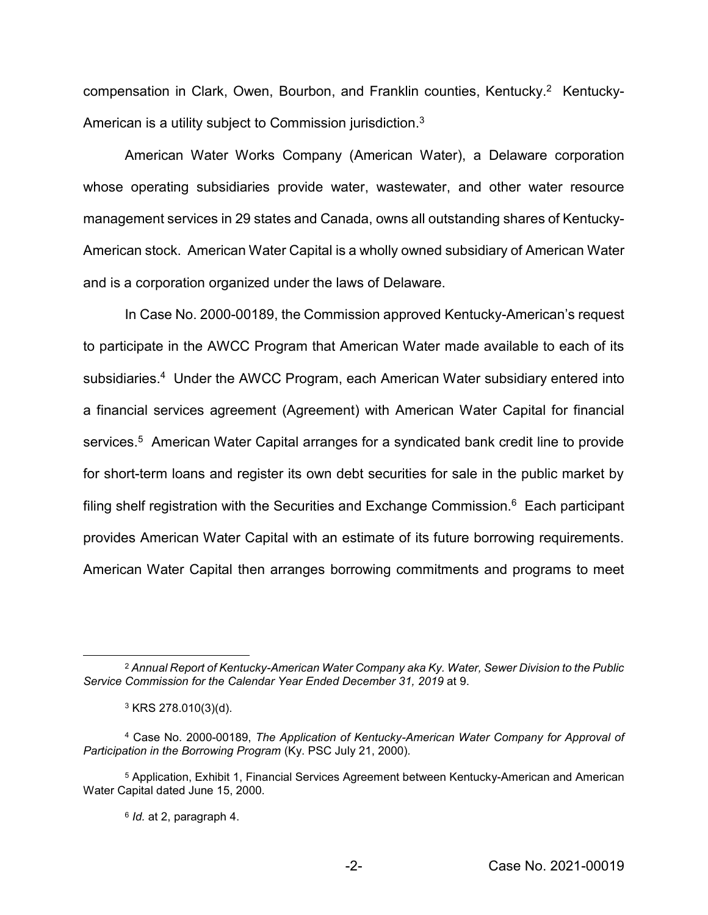compensation in Clark, Owen, Bourbon, and Franklin counties, Kentucky.[2] Kentucky-American is a utility subject to Commission jurisdiction.[3]

American Water Works Company (American Water), a Delaware corporation whose operating subsidiaries provide water, wastewater, and other water resource management services in 29 states and Canada, owns all outstanding shares of Kentucky-American stock. American Water Capital is a wholly owned subsidiary of American Water and is a corporation organized under the laws of Delaware.

In Case No. 2000-00189, the Commission approved Kentucky-American's request to participate in the AWCC Program that American Water made available to each of its subsidiaries.[4] Under the AWCC Program, each American Water subsidiary entered into a financial services agreement (Agreement) with American Water Capital for financial services.[5] American Water Capital arranges for a syndicated bank credit line to provide for short-term loans and register its own debt securities for sale in the public market by filing shelf registration with the Securities and Exchange Commission.[6] Each participant provides American Water Capital with an estimate of its future borrowing requirements. American Water Capital then arranges borrowing commitments and programs to meet

---

[2] *Annual Report of Kentucky-American Water Company aka Ky. Water, Sewer Division to the Public Service Commission for the Calendar Year Ended December 31, 2019* at 9.

[3] KRS 278.010(3)(d).

[4] Case No. 2000-00189, *The Application of Kentucky-American Water Company for Approval of Participation in the Borrowing Program* (Ky. PSC July 21, 2000).

[5] Application, Exhibit 1, Financial Services Agreement between Kentucky-American and American Water Capital dated June 15, 2000.

[6] *Id.* at 2, paragraph 4.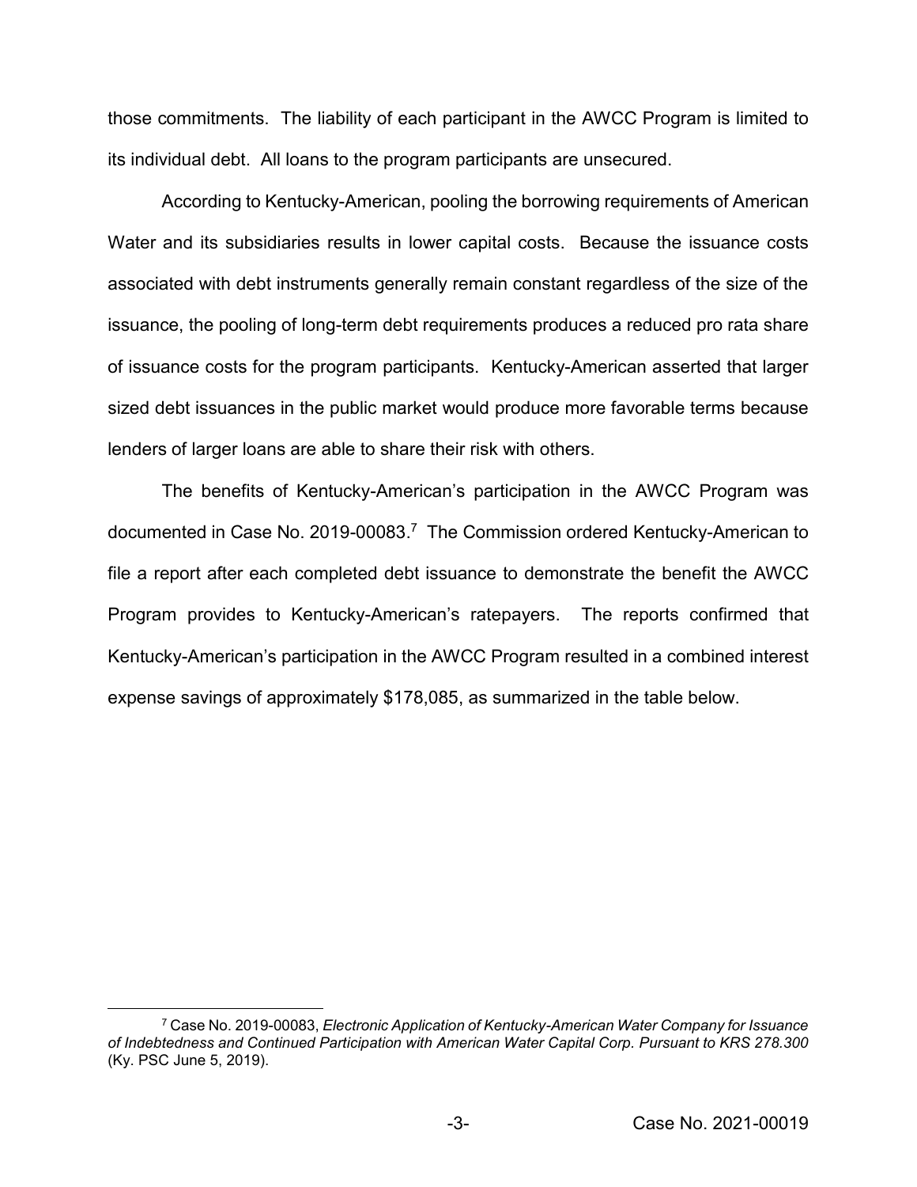those commitments. The liability of each participant in the AWCC Program is limited to its individual debt. All loans to the program participants are unsecured.

According to Kentucky-American, pooling the borrowing requirements of American Water and its subsidiaries results in lower capital costs. Because the issuance costs associated with debt instruments generally remain constant regardless of the size of the issuance, the pooling of long-term debt requirements produces a reduced pro rata share of issuance costs for the program participants. Kentucky-American asserted that larger sized debt issuances in the public market would produce more favorable terms because lenders of larger loans are able to share their risk with others.

The benefits of Kentucky-American's participation in the AWCC Program was documented in Case No. 2019-00083.[7] The Commission ordered Kentucky-American to file a report after each completed debt issuance to demonstrate the benefit the AWCC Program provides to Kentucky-American's ratepayers. The reports confirmed that Kentucky-American's participation in the AWCC Program resulted in a combined interest expense savings of approximately $178,085, as summarized in the table below.

[7] Case No. 2019-00083, *Electronic Application of Kentucky-American Water Company for Issuance of Indebtedness and Continued Participation with American Water Capital Corp. Pursuant to KRS 278.300* (Ky. PSC June 5, 2019).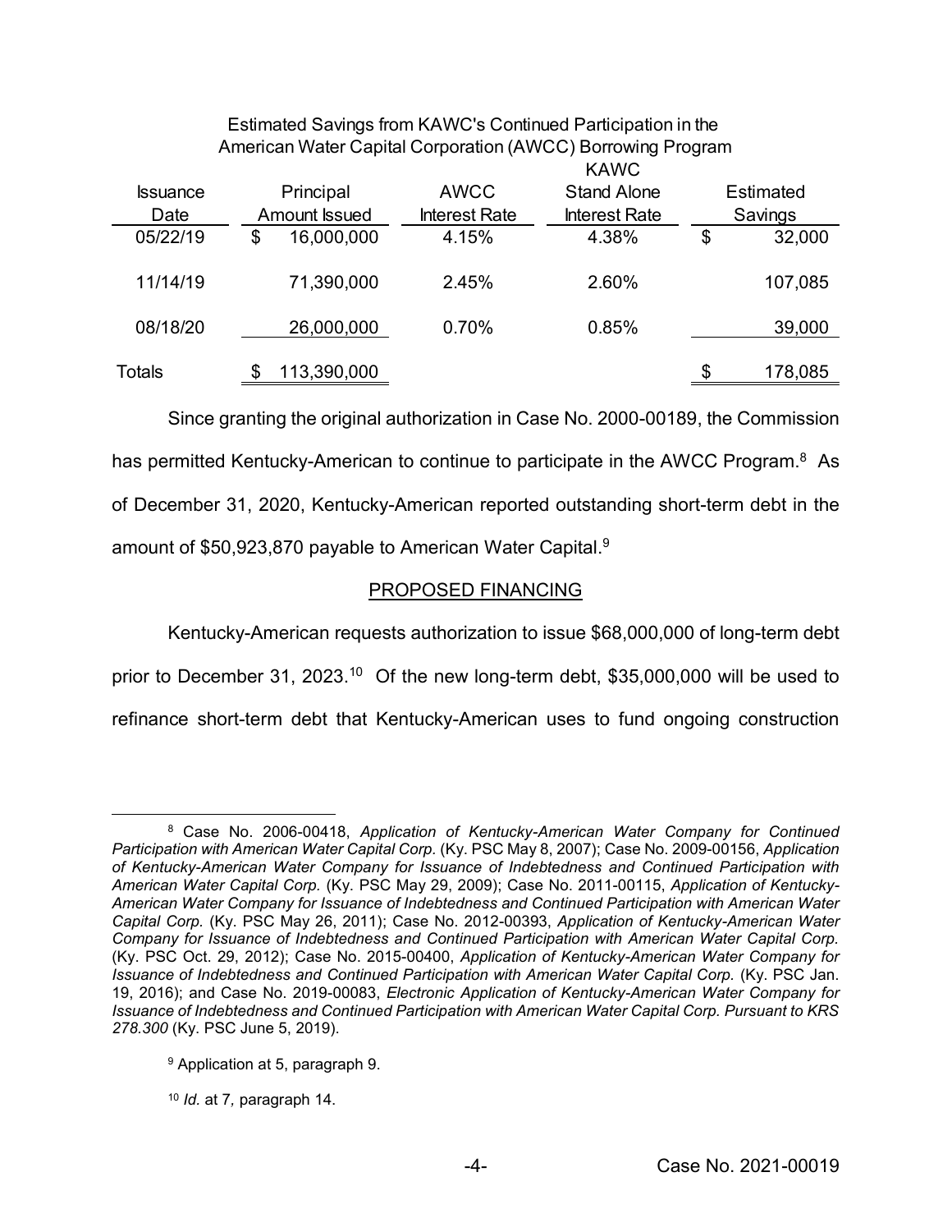Estimated Savings from KAWC's Continued Participation in the American Water Capital Corporation (AWCC) Borrowing Program

| Issuance Date | Principal Amount Issued | AWCC Interest Rate | KAWC Stand Alone Interest Rate | Estimated Savings |
|---|---|---|---|---|
| 05/22/19 | $ 16,000,000 | 4.15% | 4.38% | $ 32,000 |
| 11/14/19 | 71,390,000 | 2.45% | 2.60% | 107,085 |
| 08/18/20 | 26,000,000 | 0.70% | 0.85% | 39,000 |
| Totals | $ 113,390,000 | | | $ 178,085 |

Since granting the original authorization in Case No. 2000-00189, the Commission has permitted Kentucky-American to continue to participate in the AWCC Program.[8] As of December 31, 2020, Kentucky-American reported outstanding short-term debt in the amount of $50,923,870 payable to American Water Capital.[9]

## PROPOSED FINANCING

Kentucky-American requests authorization to issue $68,000,000 of long-term debt prior to December 31, 2023.[10] Of the new long-term debt, $35,000,000 will be used to refinance short-term debt that Kentucky-American uses to fund ongoing construction

---

[8] Case No. 2006-00418, *Application of Kentucky-American Water Company for Continued Participation with American Water Capital Corp.* (Ky. PSC May 8, 2007); Case No. 2009-00156, *Application of Kentucky-American Water Company for Issuance of Indebtedness and Continued Participation with American Water Capital Corp.* (Ky. PSC May 29, 2009); Case No. 2011-00115, *Application of Kentucky-American Water Company for Issuance of Indebtedness and Continued Participation with American Water Capital Corp.* (Ky. PSC May 26, 2011); Case No. 2012-00393, *Application of Kentucky-American Water Company for Issuance of Indebtedness and Continued Participation with American Water Capital Corp.* (Ky. PSC Oct. 29, 2012); Case No. 2015-00400, *Application of Kentucky-American Water Company for Issuance of Indebtedness and Continued Participation with American Water Capital Corp.* (Ky. PSC Jan. 19, 2016); and Case No. 2019-00083, *Electronic Application of Kentucky-American Water Company for Issuance of Indebtedness and Continued Participation with American Water Capital Corp. Pursuant to KRS 278.300* (Ky. PSC June 5, 2019).

[9] Application at 5, paragraph 9.

[10] *Id.* at 7, paragraph 14.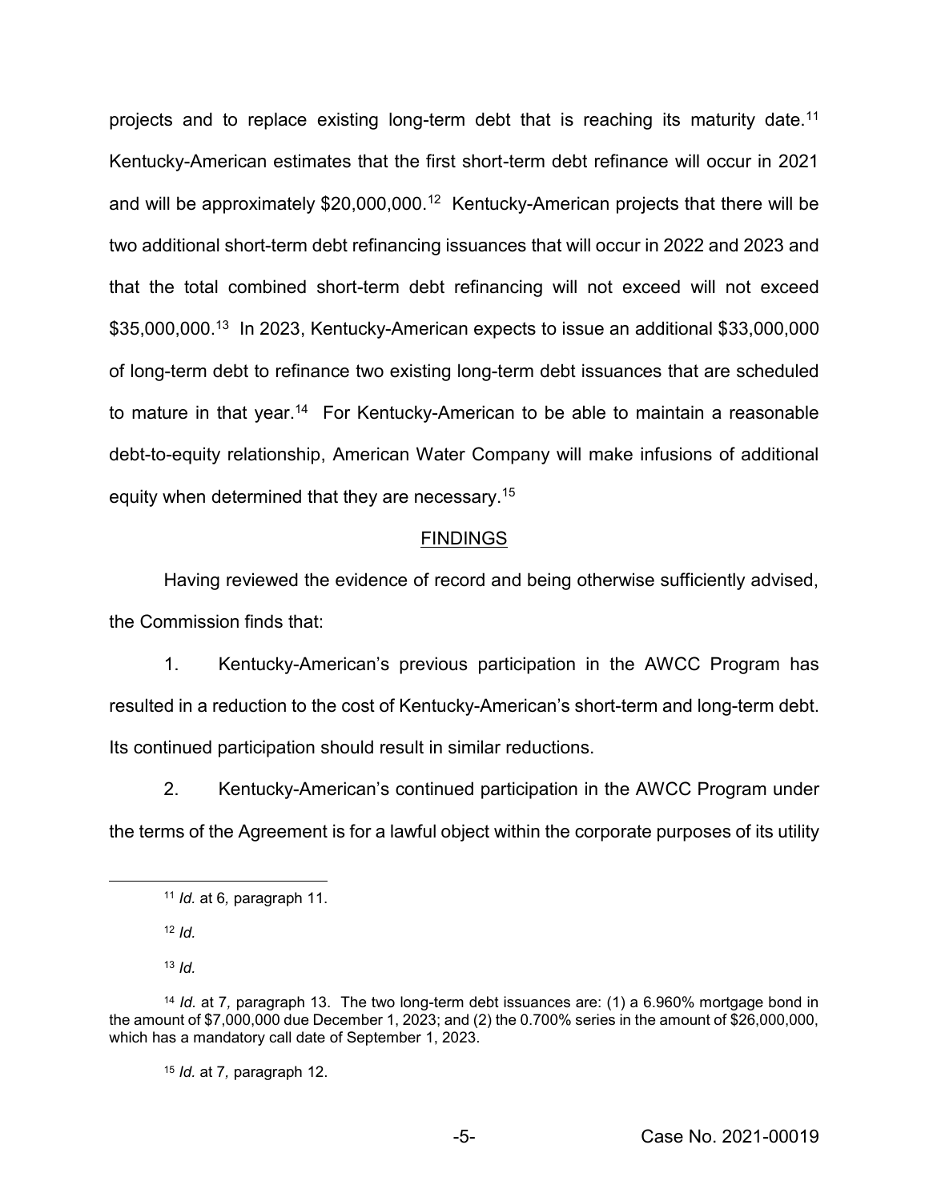projects and to replace existing long-term debt that is reaching its maturity date.[11] Kentucky-American estimates that the first short-term debt refinance will occur in 2021 and will be approximately $20,000,000.[12] Kentucky-American projects that there will be two additional short-term debt refinancing issuances that will occur in 2022 and 2023 and that the total combined short-term debt refinancing will not exceed will not exceed $35,000,000.[13] In 2023, Kentucky-American expects to issue an additional $33,000,000 of long-term debt to refinance two existing long-term debt issuances that are scheduled to mature in that year.[14] For Kentucky-American to be able to maintain a reasonable debt-to-equity relationship, American Water Company will make infusions of additional equity when determined that they are necessary.[15]

## FINDINGS

Having reviewed the evidence of record and being otherwise sufficiently advised, the Commission finds that:

1. Kentucky-American's previous participation in the AWCC Program has resulted in a reduction to the cost of Kentucky-American's short-term and long-term debt. Its continued participation should result in similar reductions.

2. Kentucky-American's continued participation in the AWCC Program under the terms of the Agreement is for a lawful object within the corporate purposes of its utility

---

[11] *Id.* at 6*,* paragraph 11.

[12] *Id.*

[13] *Id.*

[14] *Id.* at 7*,* paragraph 13. The two long-term debt issuances are: (1) a 6.960% mortgage bond in the amount of $7,000,000 due December 1, 2023; and (2) the 0.700% series in the amount of $26,000,000, which has a mandatory call date of September 1, 2023.

[15] *Id.* at 7*,* paragraph 12.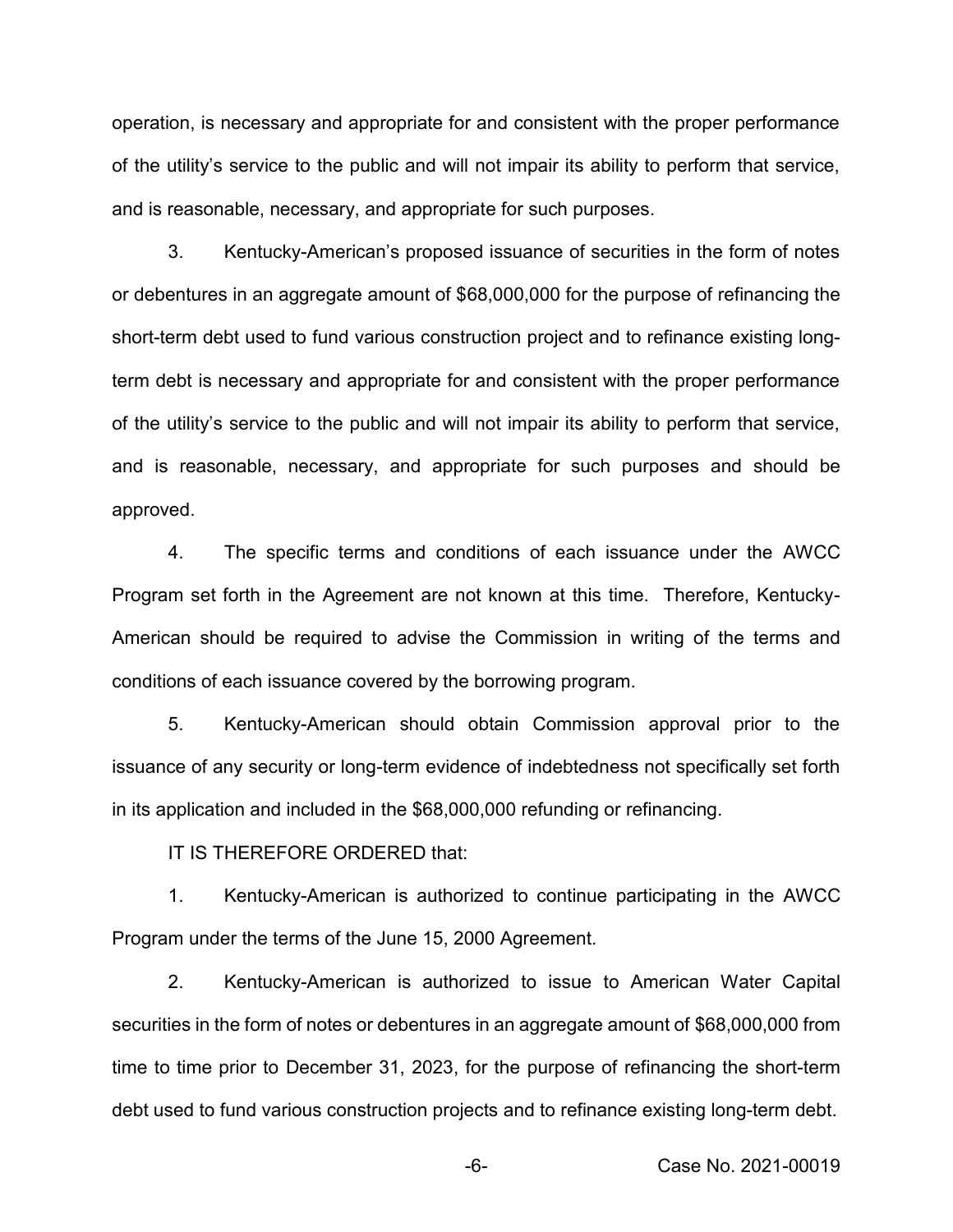operation, is necessary and appropriate for and consistent with the proper performance of the utility's service to the public and will not impair its ability to perform that service, and is reasonable, necessary, and appropriate for such purposes.

3. Kentucky-American's proposed issuance of securities in the form of notes or debentures in an aggregate amount of $68,000,000 for the purpose of refinancing the short-term debt used to fund various construction project and to refinance existing long-term debt is necessary and appropriate for and consistent with the proper performance of the utility's service to the public and will not impair its ability to perform that service, and is reasonable, necessary, and appropriate for such purposes and should be approved.

4. The specific terms and conditions of each issuance under the AWCC Program set forth in the Agreement are not known at this time. Therefore, Kentucky-American should be required to advise the Commission in writing of the terms and conditions of each issuance covered by the borrowing program.

5. Kentucky-American should obtain Commission approval prior to the issuance of any security or long-term evidence of indebtedness not specifically set forth in its application and included in the $68,000,000 refunding or refinancing.

IT IS THEREFORE ORDERED that:

1. Kentucky-American is authorized to continue participating in the AWCC Program under the terms of the June 15, 2000 Agreement.

2. Kentucky-American is authorized to issue to American Water Capital securities in the form of notes or debentures in an aggregate amount of $68,000,000 from time to time prior to December 31, 2023, for the purpose of refinancing the short-term debt used to fund various construction projects and to refinance existing long-term debt.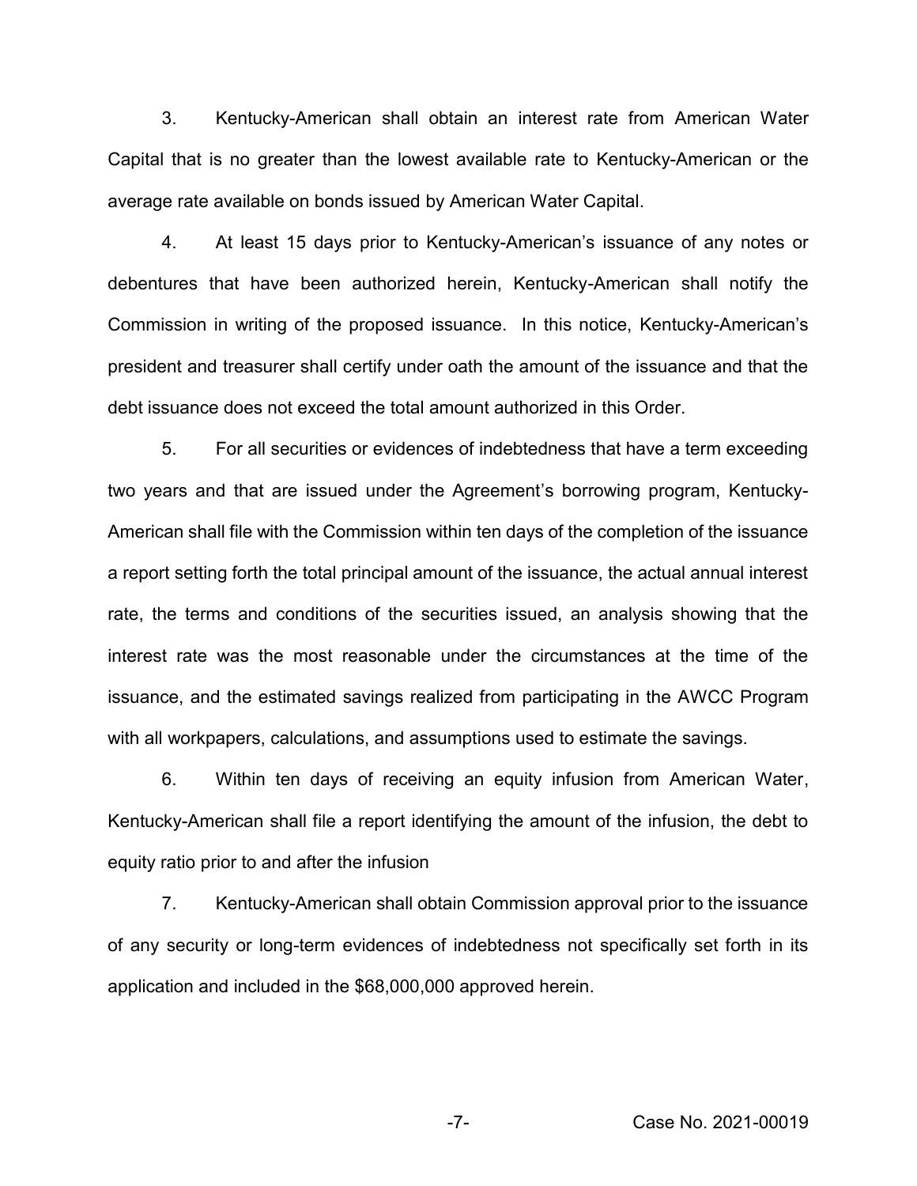3. Kentucky-American shall obtain an interest rate from American Water Capital that is no greater than the lowest available rate to Kentucky-American or the average rate available on bonds issued by American Water Capital.

4. At least 15 days prior to Kentucky-American's issuance of any notes or debentures that have been authorized herein, Kentucky-American shall notify the Commission in writing of the proposed issuance. In this notice, Kentucky-American's president and treasurer shall certify under oath the amount of the issuance and that the debt issuance does not exceed the total amount authorized in this Order.

5. For all securities or evidences of indebtedness that have a term exceeding two years and that are issued under the Agreement's borrowing program, Kentucky-American shall file with the Commission within ten days of the completion of the issuance a report setting forth the total principal amount of the issuance, the actual annual interest rate, the terms and conditions of the securities issued, an analysis showing that the interest rate was the most reasonable under the circumstances at the time of the issuance, and the estimated savings realized from participating in the AWCC Program with all workpapers, calculations, and assumptions used to estimate the savings.

6. Within ten days of receiving an equity infusion from American Water, Kentucky-American shall file a report identifying the amount of the infusion, the debt to equity ratio prior to and after the infusion

7. Kentucky-American shall obtain Commission approval prior to the issuance of any security or long-term evidences of indebtedness not specifically set forth in its application and included in the $68,000,000 approved herein.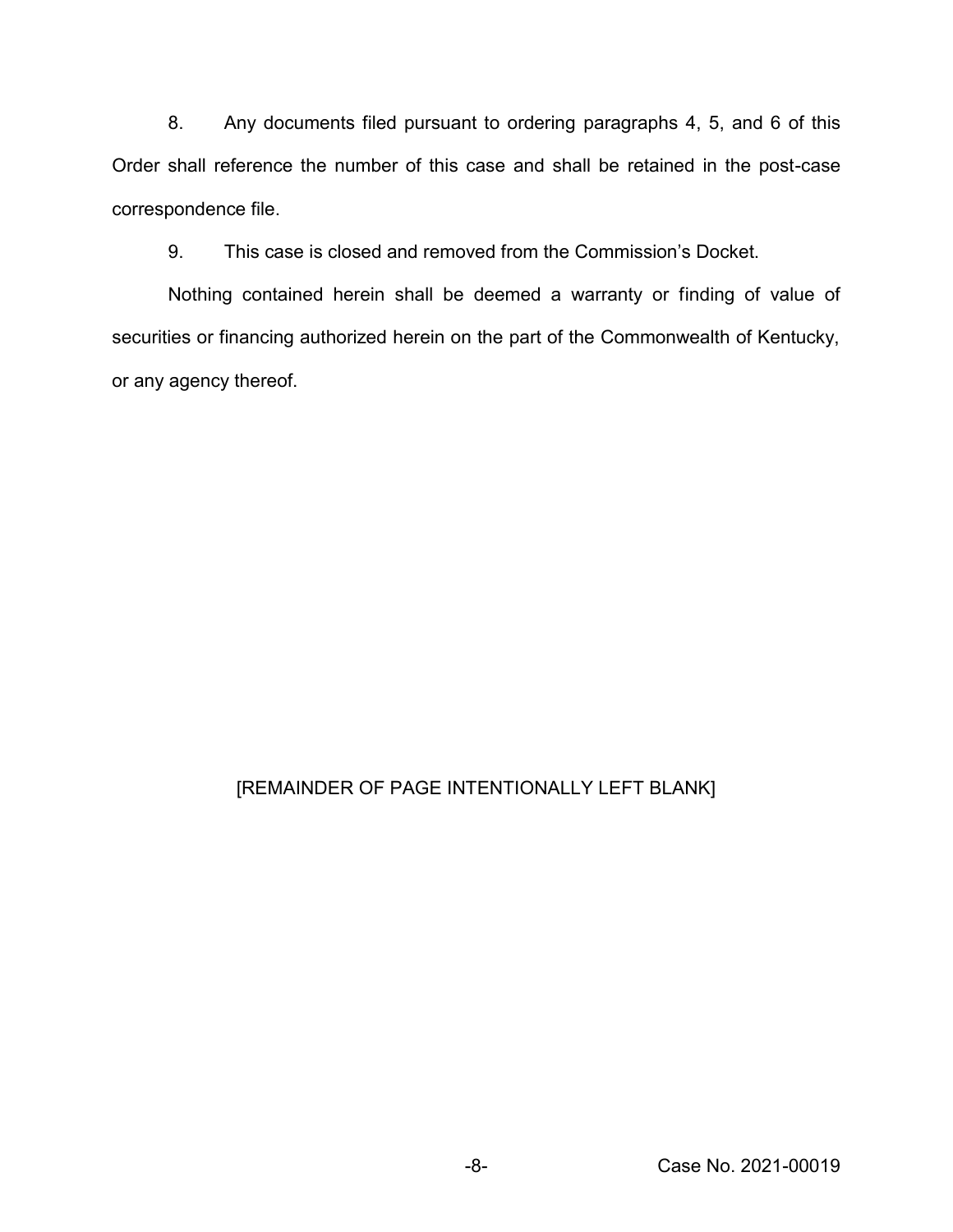8. Any documents filed pursuant to ordering paragraphs 4, 5, and 6 of this Order shall reference the number of this case and shall be retained in the post-case correspondence file.

9. This case is closed and removed from the Commission's Docket.

Nothing contained herein shall be deemed a warranty or finding of value of securities or financing authorized herein on the part of the Commonwealth of Kentucky, or any agency thereof.

[REMAINDER OF PAGE INTENTIONALLY LEFT BLANK]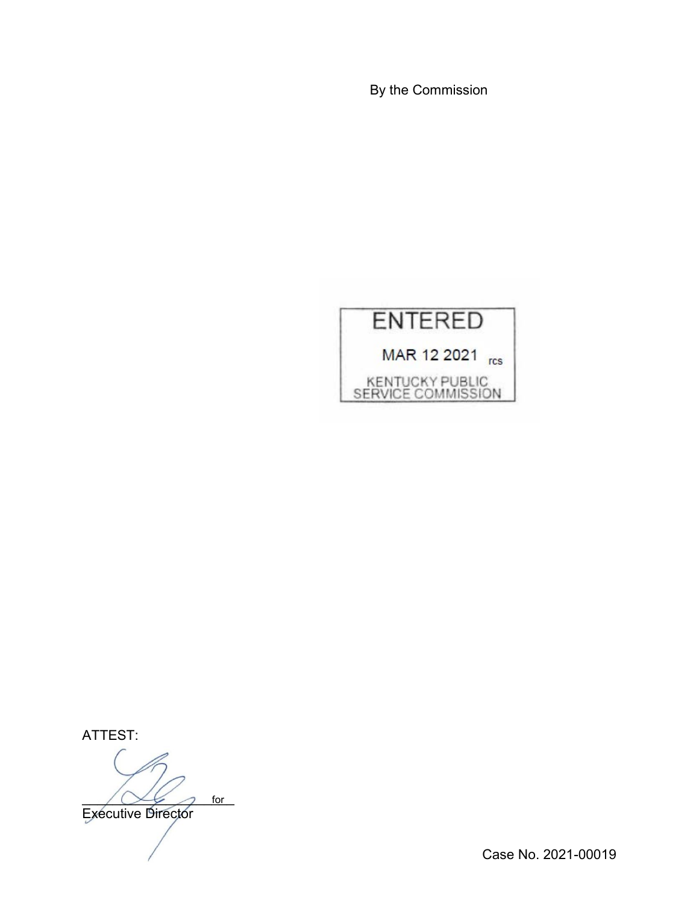By the Commission

ENTERED

MAR 12 2021 rcs

KENTUCKY PUBLIC SERVICE COMMISSION

ATTEST:

_______________ for

Executive Director

Case No. 2021-00019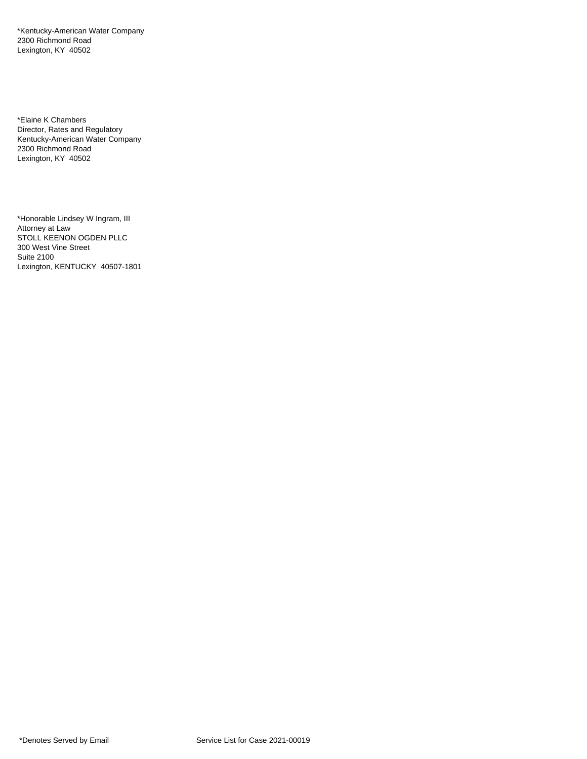*Kentucky-American Water Company
2300 Richmond Road
Lexington, KY  40502

*Elaine K Chambers
Director, Rates and Regulatory
Kentucky-American Water Company
2300 Richmond Road
Lexington, KY  40502

*Honorable Lindsey W Ingram, III
Attorney at Law
STOLL KEENON OGDEN PLLC
300 West Vine Street
Suite 2100
Lexington, KENTUCKY  40507-1801

*Denotes Served by Email

Service List for Case 2021-00019